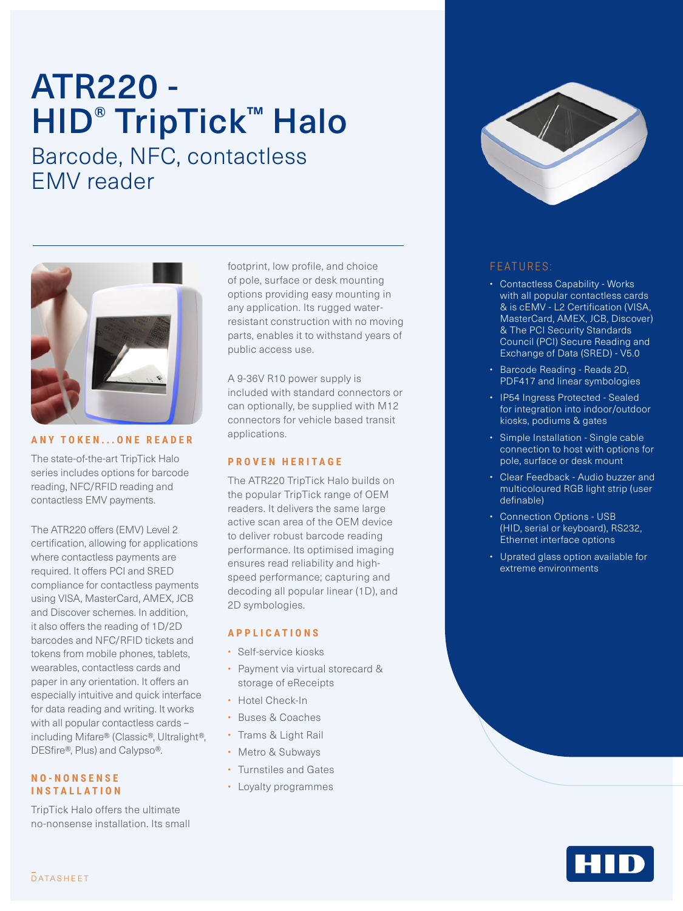# ATR220 - HID® TripTick™ Halo

## Barcode, NFC, contactless EMV reader

### ANY TOKEN...ONE READER

The state-of-the-art TripTick Halo series includes options for barcode reading, NFC/RFID reading and contactless EMV payments.

The ATR220 offers (EMV) Level 2 certification, allowing for applications where contactless payments are required. It offers PCI and SRED compliance for contactless payments using VISA, MasterCard, AMEX, JCB and Discover schemes. In addition, it also offers the reading of 1D/2D barcodes and NFC/RFID tickets and tokens from mobile phones, tablets, wearables, contactless cards and paper in any orientation. It offers an especially intuitive and quick interface for data reading and writing. It works with all popular contactless cards – including Mifare® (Classic®, Ultralight®, DESfire®, Plus) and Calypso®.

### NO-NONSENSE INSTALLATION

TripTick Halo offers the ultimate no-nonsense installation. Its small footprint, low profile, and choice of pole, surface or desk mounting options providing easy mounting in any application. Its rugged water-resistant construction with no moving parts, enables it to withstand years of public access use.

A 9-36V R10 power supply is included with standard connectors or can optionally, be supplied with M12 connectors for vehicle based transit applications.

### PROVEN HERITAGE

The ATR220 TripTick Halo builds on the popular TripTick range of OEM readers. It delivers the same large active scan area of the OEM device to deliver robust barcode reading performance. Its optimised imaging ensures read reliability and high-speed performance; capturing and decoding all popular linear (1D), and 2D symbologies.

### APPLICATIONS

- Self-service kiosks
- Payment via virtual storecard & storage of eReceipts
- Hotel Check-In
- Buses & Coaches
- Trams & Light Rail
- Metro & Subways
- Turnstiles and Gates
- Loyalty programmes

### FEATURES:

- Contactless Capability - Works with all popular contactless cards & is cEMV - L2 Certification (VISA, MasterCard, AMEX, JCB, Discover) & The PCI Security Standards Council (PCI) Secure Reading and Exchange of Data (SRED) - V5.0
- Barcode Reading - Reads 2D, PDF417 and linear symbologies
- IP54 Ingress Protected - Sealed for integration into indoor/outdoor kiosks, podiums & gates
- Simple Installation - Single cable connection to host with options for pole, surface or desk mount
- Clear Feedback - Audio buzzer and multicoloured RGB light strip (user definable)
- Connection Options - USB (HID, serial or keyboard), RS232, Ethernet interface options
- Uprated glass option available for extreme environments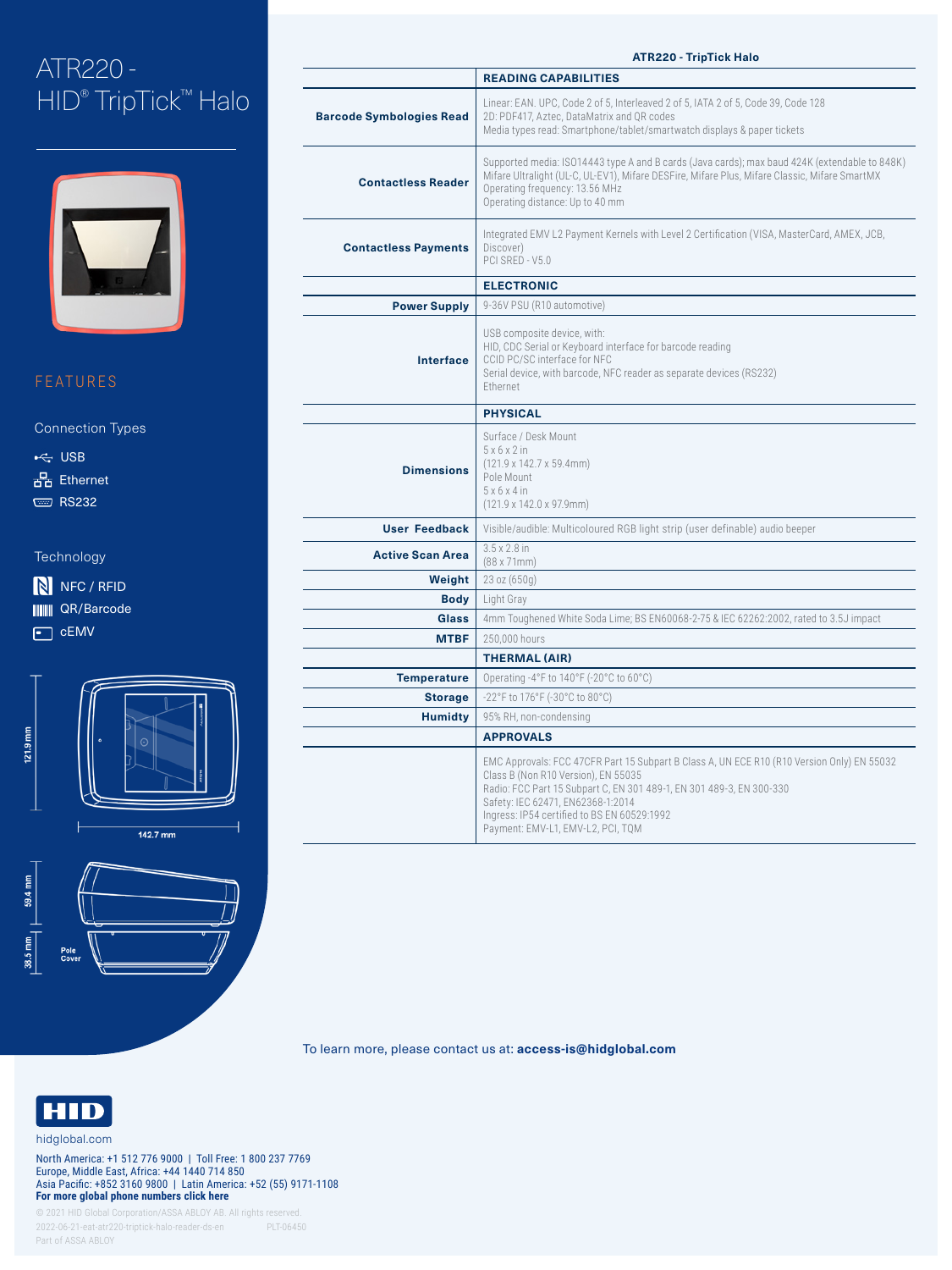# ATR220 - HID® TripTick™ Halo

## FEATURES

Connection Types

- USB
- Ethernet
- RS232

Technology

- NFC / RFID
- QR/Barcode
- cEMV

121.9 mm

142.7 mm

59.4 mm

38.5 mm

Pole Cover

| | ATR220 - TripTick Halo |
|---|---|
| | **READING CAPABILITIES** |
| **Barcode Symbologies Read** | Linear: EAN. UPC, Code 2 of 5, Interleaved 2 of 5, IATA 2 of 5, Code 39, Code 128<br>2D: PDF417, Aztec, DataMatrix and QR codes<br>Media types read: Smartphone/tablet/smartwatch displays & paper tickets |
| **Contactless Reader** | Supported media: ISO14443 type A and B cards (Java cards); max baud 424K (extendable to 848K)<br>Mifare Ultralight (UL-C, UL-EV1), Mifare DESFire, Mifare Plus, Mifare Classic, Mifare SmartMX<br>Operating frequency: 13.56 MHz<br>Operating distance: Up to 40 mm |
| **Contactless Payments** | Integrated EMV L2 Payment Kernels with Level 2 Certification (VISA, MasterCard, AMEX, JCB, Discover)<br>PCI SRED - V5.0 |
| | **ELECTRONIC** |
| **Power Supply** | 9-36V PSU (R10 automotive) |
| **Interface** | USB composite device, with:<br>HID, CDC Serial or Keyboard interface for barcode reading<br>CCID PC/SC interface for NFC<br>Serial device, with barcode, NFC reader as separate devices (RS232)<br>Ethernet |
| | **PHYSICAL** |
| **Dimensions** | Surface / Desk Mount<br>5 x 6 x 2 in<br>(121.9 x 142.7 x 59.4mm)<br>Pole Mount<br>5 x 6 x 4 in<br>(121.9 x 142.0 x 97.9mm) |
| **User Feedback** | Visible/audible: Multicoloured RGB light strip (user definable) audio beeper |
| **Active Scan Area** | 3.5 x 2.8 in<br>(88 x 71mm) |
| **Weight** | 23 oz (650g) |
| **Body** | Light Gray |
| **Glass** | 4mm Toughened White Soda Lime; BS EN60068-2-75 & IEC 62262:2002, rated to 3.5J impact |
| **MTBF** | 250,000 hours |
| | **THERMAL (AIR)** |
| **Temperature** | Operating -4°F to 140°F (-20°C to 60°C) |
| **Storage** | -22°F to 176°F (-30°C to 80°C) |
| **Humidty** | 95% RH, non-condensing |
| | **APPROVALS** |
| | EMC Approvals: FCC 47CFR Part 15 Subpart B Class A, UN ECE R10 (R10 Version Only) EN 55032 Class B (Non R10 Version), EN 55035<br>Radio: FCC Part 15 Subpart C, EN 301 489-1, EN 301 489-3, EN 300-330<br>Safety: IEC 62471, EN62368-1:2014<br>Ingress: IP54 certified to BS EN 60529:1992<br>Payment: EMV-L1, EMV-L2, PCI, TQM |

To learn more, please contact us at: **access-is@hidglobal.com**

HID

hidglobal.com

North America: +1 512 776 9000 | Toll Free: 1 800 237 7769
Europe, Middle East, Africa: +44 1440 714 850
Asia Pacific: +852 3160 9800 | Latin America: +52 (55) 9171-1108
**For more global phone numbers click here**

© 2021 HID Global Corporation/ASSA ABLOY AB. All rights reserved.
2022-06-21-eat-atr220-triptick-halo-reader-ds-en PLT-06450
Part of ASSA ABLOY